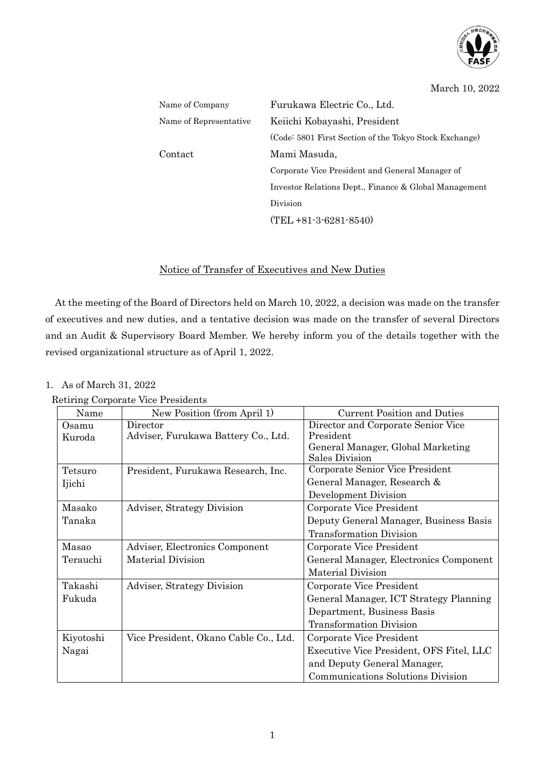March 10, 2022

| | |
|---|---|
| Name of Company | Furukawa Electric Co., Ltd. |
| Name of Representative | Keiichi Kobayashi, President |
| | (Code: 5801 First Section of the Tokyo Stock Exchange) |
| Contact | Mami Masuda, |
| | Corporate Vice President and General Manager of Investor Relations Dept., Finance & Global Management Division |
| | (TEL +81-3-6281-8540) |

# Notice of Transfer of Executives and New Duties

At the meeting of the Board of Directors held on March 10, 2022, a decision was made on the transfer of executives and new duties, and a tentative decision was made on the transfer of several Directors and an Audit & Supervisory Board Member. We hereby inform you of the details together with the revised organizational structure as of April 1, 2022.

1. As of March 31, 2022

Retiring Corporate Vice Presidents

| Name | New Position (from April 1) | Current Position and Duties |
|---|---|---|
| Osamu Kuroda | Director<br>Adviser, Furukawa Battery Co., Ltd. | Director and Corporate Senior Vice President<br>General Manager, Global Marketing Sales Division |
| Tetsuro Ijichi | President, Furukawa Research, Inc. | Corporate Senior Vice President<br>General Manager, Research & Development Division |
| Masako Tanaka | Adviser, Strategy Division | Corporate Vice President<br>Deputy General Manager, Business Basis Transformation Division |
| Masao Terauchi | Adviser, Electronics Component Material Division | Corporate Vice President<br>General Manager, Electronics Component Material Division |
| Takashi Fukuda | Adviser, Strategy Division | Corporate Vice President<br>General Manager, ICT Strategy Planning Department, Business Basis Transformation Division |
| Kiyotoshi Nagai | Vice President, Okano Cable Co., Ltd. | Corporate Vice President<br>Executive Vice President, OFS Fitel, LLC and Deputy General Manager, Communications Solutions Division |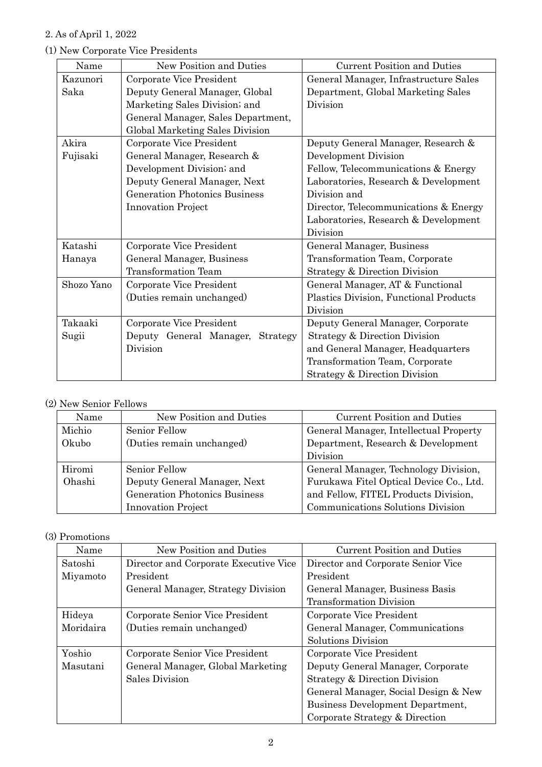2. As of April 1, 2022

(1) New Corporate Vice Presidents

| Name | New Position and Duties | Current Position and Duties |
|---|---|---|
| Kazunori Saka | Corporate Vice President<br>Deputy General Manager, Global Marketing Sales Division; and<br>General Manager, Sales Department, Global Marketing Sales Division | General Manager, Infrastructure Sales Department, Global Marketing Sales Division |
| Akira Fujisaki | Corporate Vice President<br>General Manager, Research & Development Division; and<br>Deputy General Manager, Next Generation Photonics Business Innovation Project | Deputy General Manager, Research & Development Division<br>Fellow, Telecommunications & Energy Laboratories, Research & Development Division and<br>Director, Telecommunications & Energy Laboratories, Research & Development Division |
| Katashi Hanaya | Corporate Vice President<br>General Manager, Business Transformation Team | General Manager, Business Transformation Team, Corporate Strategy & Direction Division |
| Shozo Yano | Corporate Vice President<br>(Duties remain unchanged) | General Manager, AT & Functional Plastics Division, Functional Products Division |
| Takaaki Sugii | Corporate Vice President<br>Deputy General Manager, Strategy Division | Deputy General Manager, Corporate Strategy & Direction Division<br>and General Manager, Headquarters Transformation Team, Corporate Strategy & Direction Division |

(2) New Senior Fellows

| Name | New Position and Duties | Current Position and Duties |
|---|---|---|
| Michio Okubo | Senior Fellow<br>(Duties remain unchanged) | General Manager, Intellectual Property Department, Research & Development Division |
| Hiromi Ohashi | Senior Fellow<br>Deputy General Manager, Next Generation Photonics Business Innovation Project | General Manager, Technology Division, Furukawa Fitel Optical Device Co., Ltd. and Fellow, FITEL Products Division, Communications Solutions Division |

(3) Promotions

| Name | New Position and Duties | Current Position and Duties |
|---|---|---|
| Satoshi Miyamoto | Director and Corporate Executive Vice President<br>General Manager, Strategy Division | Director and Corporate Senior Vice President<br>General Manager, Business Basis Transformation Division |
| Hideya Moridaira | Corporate Senior Vice President<br>(Duties remain unchanged) | Corporate Vice President<br>General Manager, Communications Solutions Division |
| Yoshio Masutani | Corporate Senior Vice President<br>General Manager, Global Marketing Sales Division | Corporate Vice President<br>Deputy General Manager, Corporate Strategy & Direction Division<br>General Manager, Social Design & New Business Development Department, Corporate Strategy & Direction |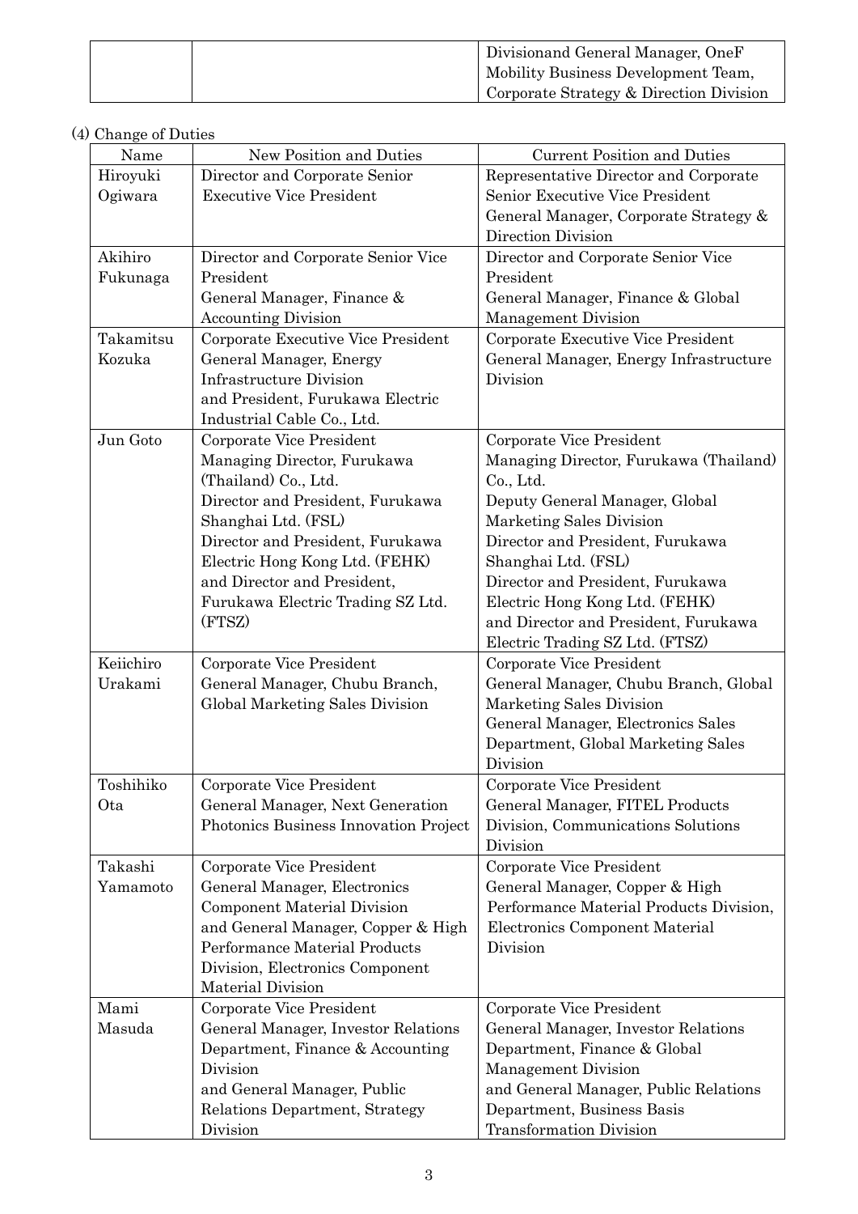| | | Divisionand General Manager, OneF Mobility Business Development Team, Corporate Strategy & Direction Division |
|---|---|---|

(4) Change of Duties

| Name | New Position and Duties | Current Position and Duties |
|---|---|---|
| Hiroyuki Ogiwara | Director and Corporate Senior Executive Vice President | Representative Director and Corporate Senior Executive Vice President<br>General Manager, Corporate Strategy & Direction Division |
| Akihiro Fukunaga | Director and Corporate Senior Vice President<br>General Manager, Finance & Accounting Division | Director and Corporate Senior Vice President<br>General Manager, Finance & Global Management Division |
| Takamitsu Kozuka | Corporate Executive Vice President<br>General Manager, Energy Infrastructure Division<br>and President, Furukawa Electric Industrial Cable Co., Ltd. | Corporate Executive Vice President<br>General Manager, Energy Infrastructure Division |
| Jun Goto | Corporate Vice President<br>Managing Director, Furukawa (Thailand) Co., Ltd.<br>Director and President, Furukawa Shanghai Ltd. (FSL)<br>Director and President, Furukawa Electric Hong Kong Ltd. (FEHK)<br>and Director and President, Furukawa Electric Trading SZ Ltd. (FTSZ) | Corporate Vice President<br>Managing Director, Furukawa (Thailand) Co., Ltd.<br>Deputy General Manager, Global Marketing Sales Division<br>Director and President, Furukawa Shanghai Ltd. (FSL)<br>Director and President, Furukawa Electric Hong Kong Ltd. (FEHK)<br>and Director and President, Furukawa Electric Trading SZ Ltd. (FTSZ) |
| Keiichiro Urakami | Corporate Vice President<br>General Manager, Chubu Branch, Global Marketing Sales Division | Corporate Vice President<br>General Manager, Chubu Branch, Global Marketing Sales Division<br>General Manager, Electronics Sales Department, Global Marketing Sales Division |
| Toshihiko Ota | Corporate Vice President<br>General Manager, Next Generation Photonics Business Innovation Project | Corporate Vice President<br>General Manager, FITEL Products Division, Communications Solutions Division |
| Takashi Yamamoto | Corporate Vice President<br>General Manager, Electronics Component Material Division<br>and General Manager, Copper & High Performance Material Products Division, Electronics Component Material Division | Corporate Vice President<br>General Manager, Copper & High Performance Material Products Division, Electronics Component Material Division |
| Mami Masuda | Corporate Vice President<br>General Manager, Investor Relations Department, Finance & Accounting Division<br>and General Manager, Public Relations Department, Strategy Division | Corporate Vice President<br>General Manager, Investor Relations Department, Finance & Global Management Division<br>and General Manager, Public Relations Department, Business Basis Transformation Division |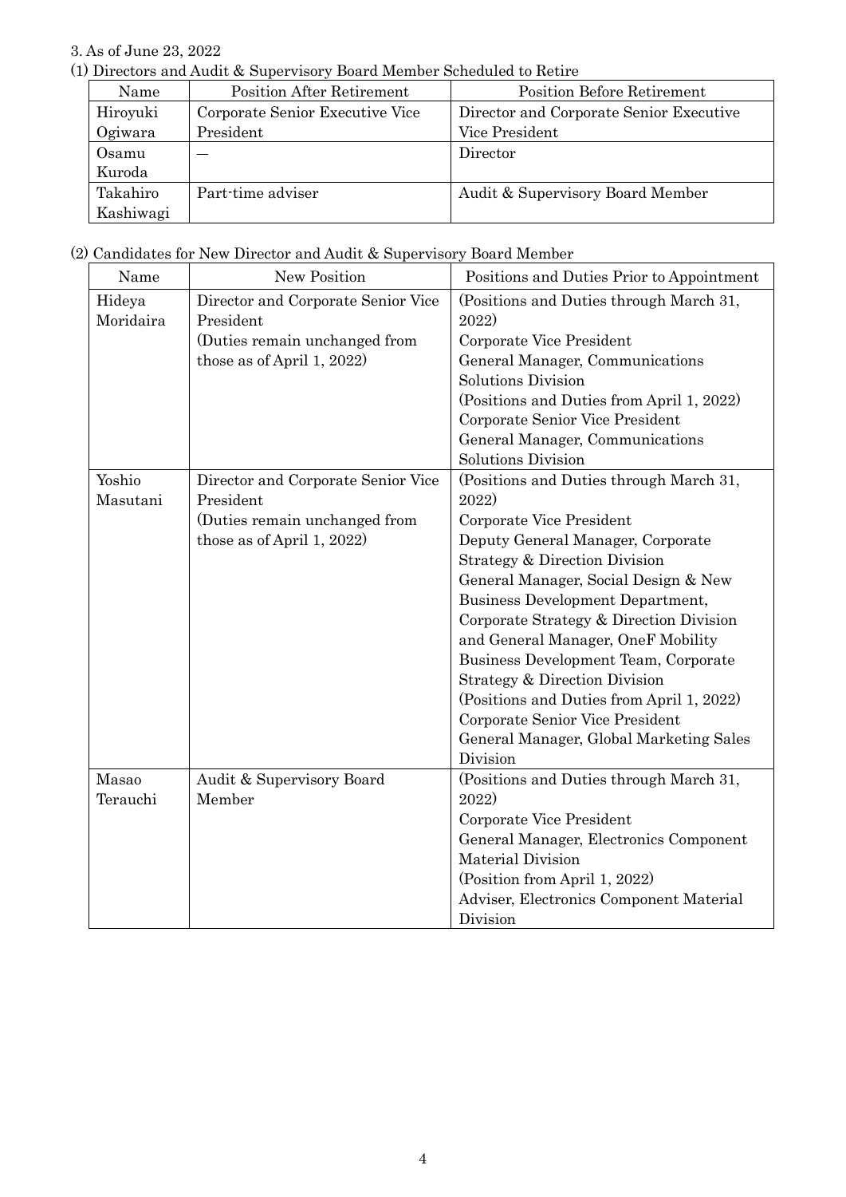3. As of June 23, 2022

(1) Directors and Audit & Supervisory Board Member Scheduled to Retire

| Name | Position After Retirement | Position Before Retirement |
| --- | --- | --- |
| Hiroyuki Ogiwara | Corporate Senior Executive Vice President | Director and Corporate Senior Executive Vice President |
| Osamu Kuroda | — | Director |
| Takahiro Kashiwagi | Part-time adviser | Audit & Supervisory Board Member |

(2) Candidates for New Director and Audit & Supervisory Board Member

| Name | New Position | Positions and Duties Prior to Appointment |
| --- | --- | --- |
| Hideya Moridaira | Director and Corporate Senior Vice President<br>(Duties remain unchanged from those as of April 1, 2022) | (Positions and Duties through March 31, 2022)<br>Corporate Vice President<br>General Manager, Communications Solutions Division<br>(Positions and Duties from April 1, 2022)<br>Corporate Senior Vice President<br>General Manager, Communications Solutions Division |
| Yoshio Masutani | Director and Corporate Senior Vice President<br>(Duties remain unchanged from those as of April 1, 2022) | (Positions and Duties through March 31, 2022)<br>Corporate Vice President<br>Deputy General Manager, Corporate Strategy & Direction Division<br>General Manager, Social Design & New Business Development Department, Corporate Strategy & Direction Division and General Manager, OneF Mobility Business Development Team, Corporate Strategy & Direction Division<br>(Positions and Duties from April 1, 2022)<br>Corporate Senior Vice President<br>General Manager, Global Marketing Sales Division |
| Masao Terauchi | Audit & Supervisory Board Member | (Positions and Duties through March 31, 2022)<br>Corporate Vice President<br>General Manager, Electronics Component Material Division<br>(Position from April 1, 2022)<br>Adviser, Electronics Component Material Division |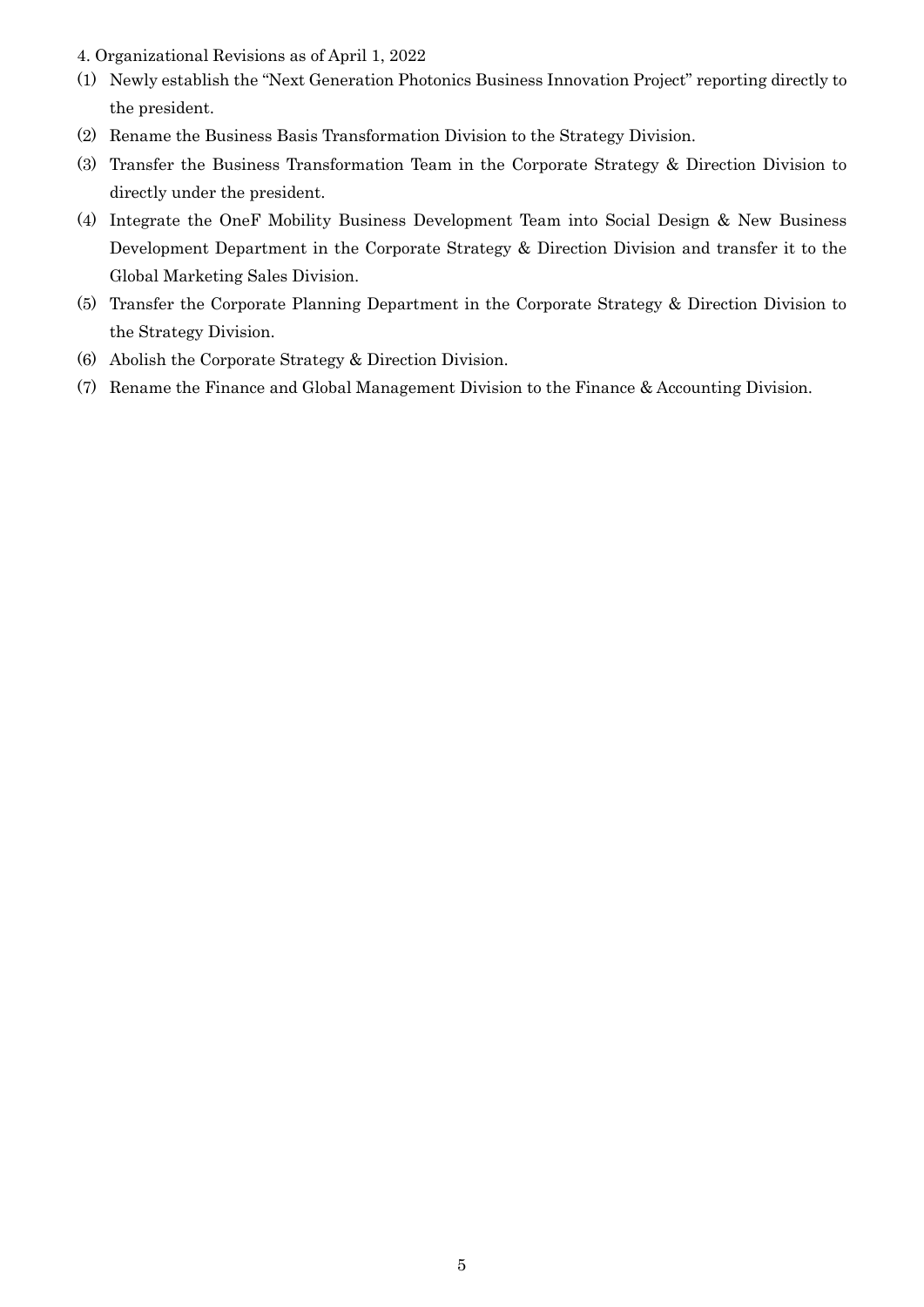4. Organizational Revisions as of April 1, 2022

(1) Newly establish the “Next Generation Photonics Business Innovation Project” reporting directly to the president.

(2) Rename the Business Basis Transformation Division to the Strategy Division.

(3) Transfer the Business Transformation Team in the Corporate Strategy & Direction Division to directly under the president.

(4) Integrate the OneF Mobility Business Development Team into Social Design & New Business Development Department in the Corporate Strategy & Direction Division and transfer it to the Global Marketing Sales Division.

(5) Transfer the Corporate Planning Department in the Corporate Strategy & Direction Division to the Strategy Division.

(6) Abolish the Corporate Strategy & Direction Division.

(7) Rename the Finance and Global Management Division to the Finance & Accounting Division.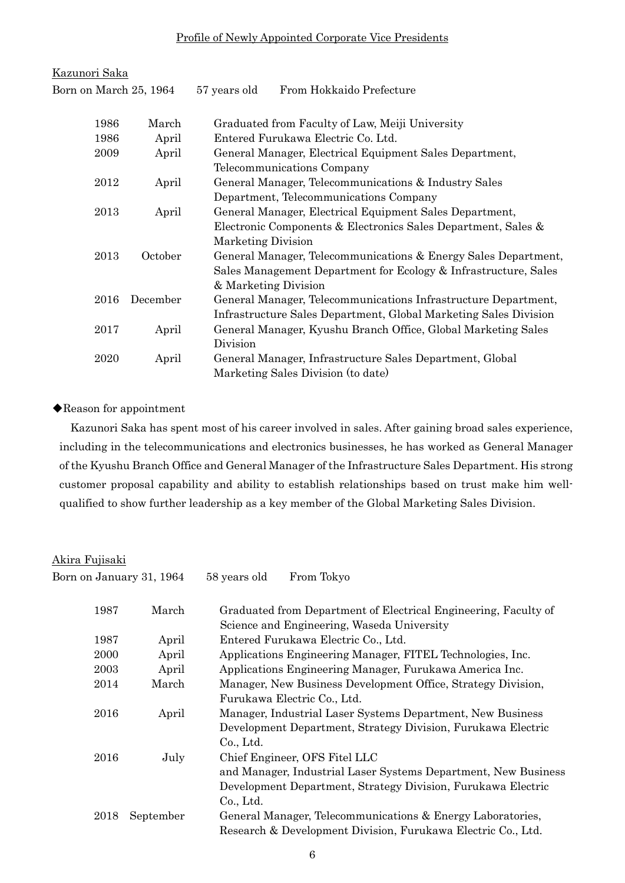## Profile of Newly Appointed Corporate Vice Presidents

**Kazunori Saka**

Born on March 25, 1964 57 years old From Hokkaido Prefecture

| | | |
|---|---|---|
| 1986 | March | Graduated from Faculty of Law, Meiji University |
| 1986 | April | Entered Furukawa Electric Co. Ltd. |
| 2009 | April | General Manager, Electrical Equipment Sales Department, Telecommunications Company |
| 2012 | April | General Manager, Telecommunications & Industry Sales Department, Telecommunications Company |
| 2013 | April | General Manager, Electrical Equipment Sales Department, Electronic Components & Electronics Sales Department, Sales & Marketing Division |
| 2013 | October | General Manager, Telecommunications & Energy Sales Department, Sales Management Department for Ecology & Infrastructure, Sales & Marketing Division |
| 2016 | December | General Manager, Telecommunications Infrastructure Department, Infrastructure Sales Department, Global Marketing Sales Division |
| 2017 | April | General Manager, Kyushu Branch Office, Global Marketing Sales Division |
| 2020 | April | General Manager, Infrastructure Sales Department, Global Marketing Sales Division (to date) |

◆Reason for appointment

Kazunori Saka has spent most of his career involved in sales. After gaining broad sales experience, including in the telecommunications and electronics businesses, he has worked as General Manager of the Kyushu Branch Office and General Manager of the Infrastructure Sales Department. His strong customer proposal capability and ability to establish relationships based on trust make him well-qualified to show further leadership as a key member of the Global Marketing Sales Division.

**Akira Fujisaki**

Born on January 31, 1964 58 years old From Tokyo

| | | |
|---|---|---|
| 1987 | March | Graduated from Department of Electrical Engineering, Faculty of Science and Engineering, Waseda University |
| 1987 | April | Entered Furukawa Electric Co., Ltd. |
| 2000 | April | Applications Engineering Manager, FITEL Technologies, Inc. |
| 2003 | April | Applications Engineering Manager, Furukawa America Inc. |
| 2014 | March | Manager, New Business Development Office, Strategy Division, Furukawa Electric Co., Ltd. |
| 2016 | April | Manager, Industrial Laser Systems Department, New Business Development Department, Strategy Division, Furukawa Electric Co., Ltd. |
| 2016 | July | Chief Engineer, OFS Fitel LLC and Manager, Industrial Laser Systems Department, New Business Development Department, Strategy Division, Furukawa Electric Co., Ltd. |
| 2018 | September | General Manager, Telecommunications & Energy Laboratories, Research & Development Division, Furukawa Electric Co., Ltd. |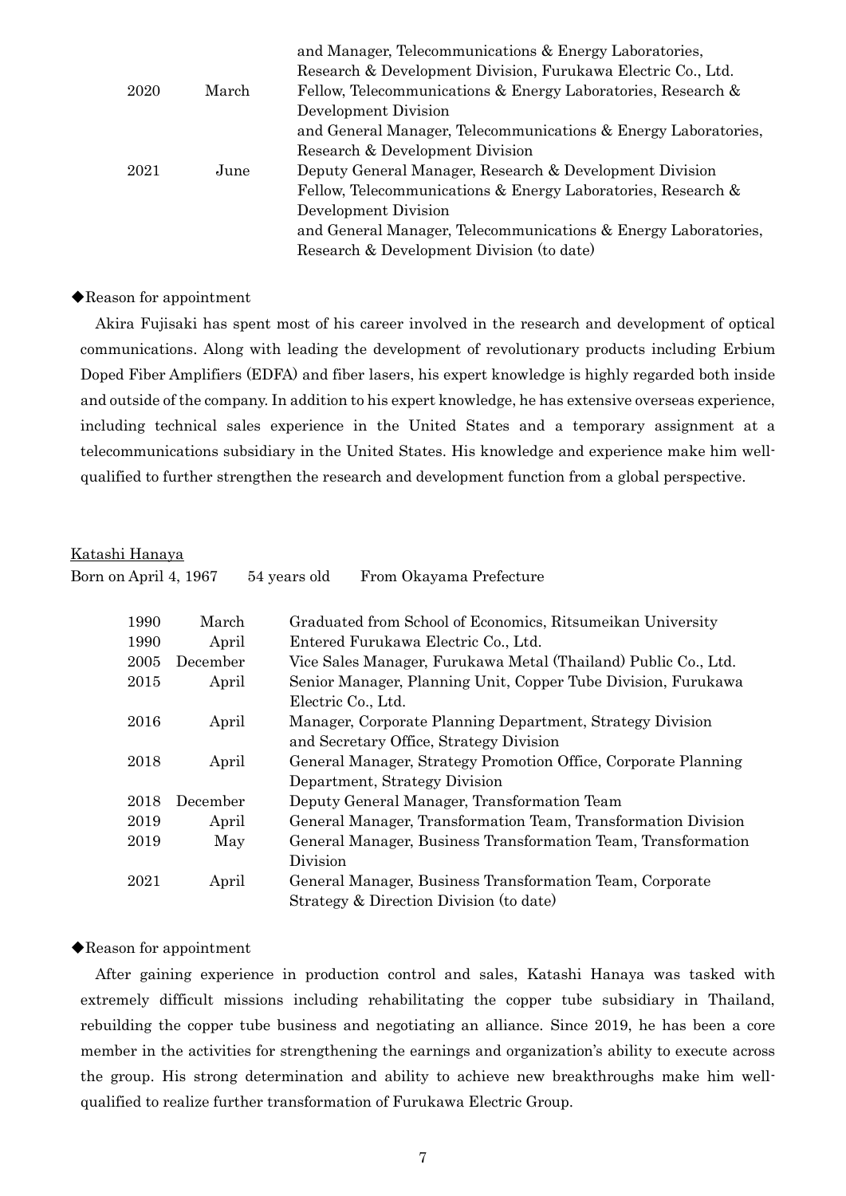| | | |
|---|---|---|
| | | and Manager, Telecommunications & Energy Laboratories, Research & Development Division, Furukawa Electric Co., Ltd. |
| 2020 | March | Fellow, Telecommunications & Energy Laboratories, Research & Development Division and General Manager, Telecommunications & Energy Laboratories, Research & Development Division |
| 2021 | June | Deputy General Manager, Research & Development Division Fellow, Telecommunications & Energy Laboratories, Research & Development Division and General Manager, Telecommunications & Energy Laboratories, Research & Development Division (to date) |

◆Reason for appointment

Akira Fujisaki has spent most of his career involved in the research and development of optical communications. Along with leading the development of revolutionary products including Erbium Doped Fiber Amplifiers (EDFA) and fiber lasers, his expert knowledge is highly regarded both inside and outside of the company. In addition to his expert knowledge, he has extensive overseas experience, including technical sales experience in the United States and a temporary assignment at a telecommunications subsidiary in the United States. His knowledge and experience make him well-qualified to further strengthen the research and development function from a global perspective.

Katashi Hanaya

Born on April 4, 1967 54 years old From Okayama Prefecture

| | | |
|---|---|---|
| 1990 | March | Graduated from School of Economics, Ritsumeikan University |
| 1990 | April | Entered Furukawa Electric Co., Ltd. |
| 2005 | December | Vice Sales Manager, Furukawa Metal (Thailand) Public Co., Ltd. |
| 2015 | April | Senior Manager, Planning Unit, Copper Tube Division, Furukawa Electric Co., Ltd. |
| 2016 | April | Manager, Corporate Planning Department, Strategy Division and Secretary Office, Strategy Division |
| 2018 | April | General Manager, Strategy Promotion Office, Corporate Planning Department, Strategy Division |
| 2018 | December | Deputy General Manager, Transformation Team |
| 2019 | April | General Manager, Transformation Team, Transformation Division |
| 2019 | May | General Manager, Business Transformation Team, Transformation Division |
| 2021 | April | General Manager, Business Transformation Team, Corporate Strategy & Direction Division (to date) |

◆Reason for appointment

After gaining experience in production control and sales, Katashi Hanaya was tasked with extremely difficult missions including rehabilitating the copper tube subsidiary in Thailand, rebuilding the copper tube business and negotiating an alliance. Since 2019, he has been a core member in the activities for strengthening the earnings and organization's ability to execute across the group. His strong determination and ability to achieve new breakthroughs make him well-qualified to realize further transformation of Furukawa Electric Group.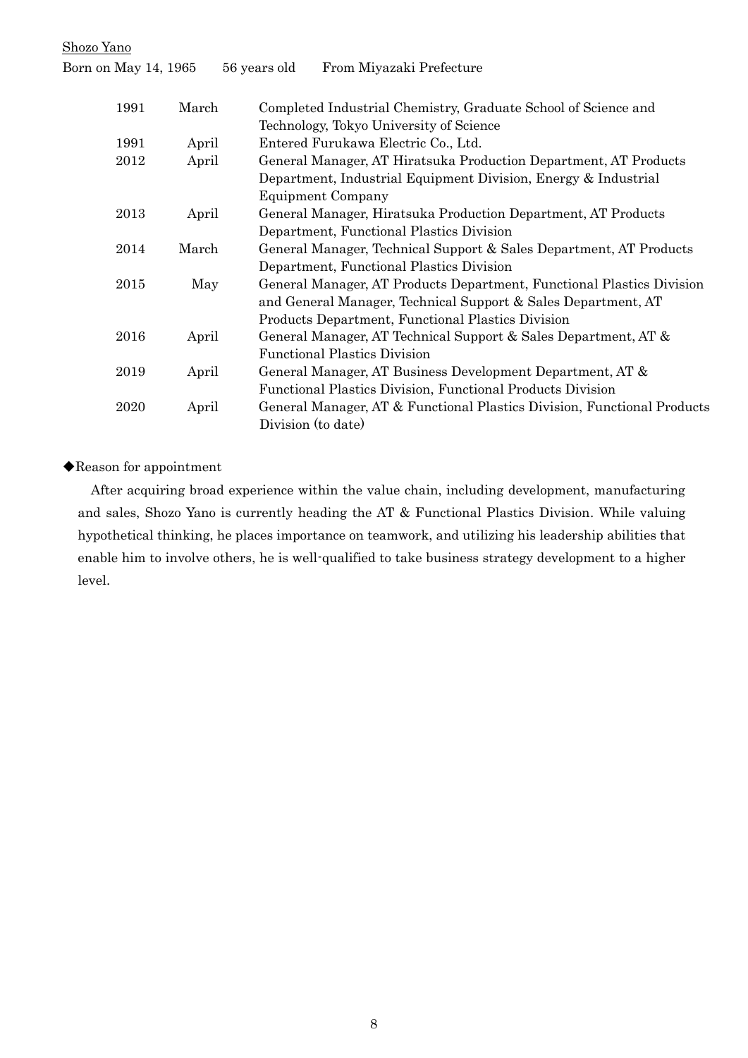Shozo Yano

Born on May 14, 1965 56 years old From Miyazaki Prefecture

| | | |
|---|---|---|
| 1991 | March | Completed Industrial Chemistry, Graduate School of Science and Technology, Tokyo University of Science |
| 1991 | April | Entered Furukawa Electric Co., Ltd. |
| 2012 | April | General Manager, AT Hiratsuka Production Department, AT Products Department, Industrial Equipment Division, Energy & Industrial Equipment Company |
| 2013 | April | General Manager, Hiratsuka Production Department, AT Products Department, Functional Plastics Division |
| 2014 | March | General Manager, Technical Support & Sales Department, AT Products Department, Functional Plastics Division |
| 2015 | May | General Manager, AT Products Department, Functional Plastics Division and General Manager, Technical Support & Sales Department, AT Products Department, Functional Plastics Division |
| 2016 | April | General Manager, AT Technical Support & Sales Department, AT & Functional Plastics Division |
| 2019 | April | General Manager, AT Business Development Department, AT & Functional Plastics Division, Functional Products Division |
| 2020 | April | General Manager, AT & Functional Plastics Division, Functional Products Division (to date) |

◆Reason for appointment

After acquiring broad experience within the value chain, including development, manufacturing and sales, Shozo Yano is currently heading the AT & Functional Plastics Division. While valuing hypothetical thinking, he places importance on teamwork, and utilizing his leadership abilities that enable him to involve others, he is well-qualified to take business strategy development to a higher level.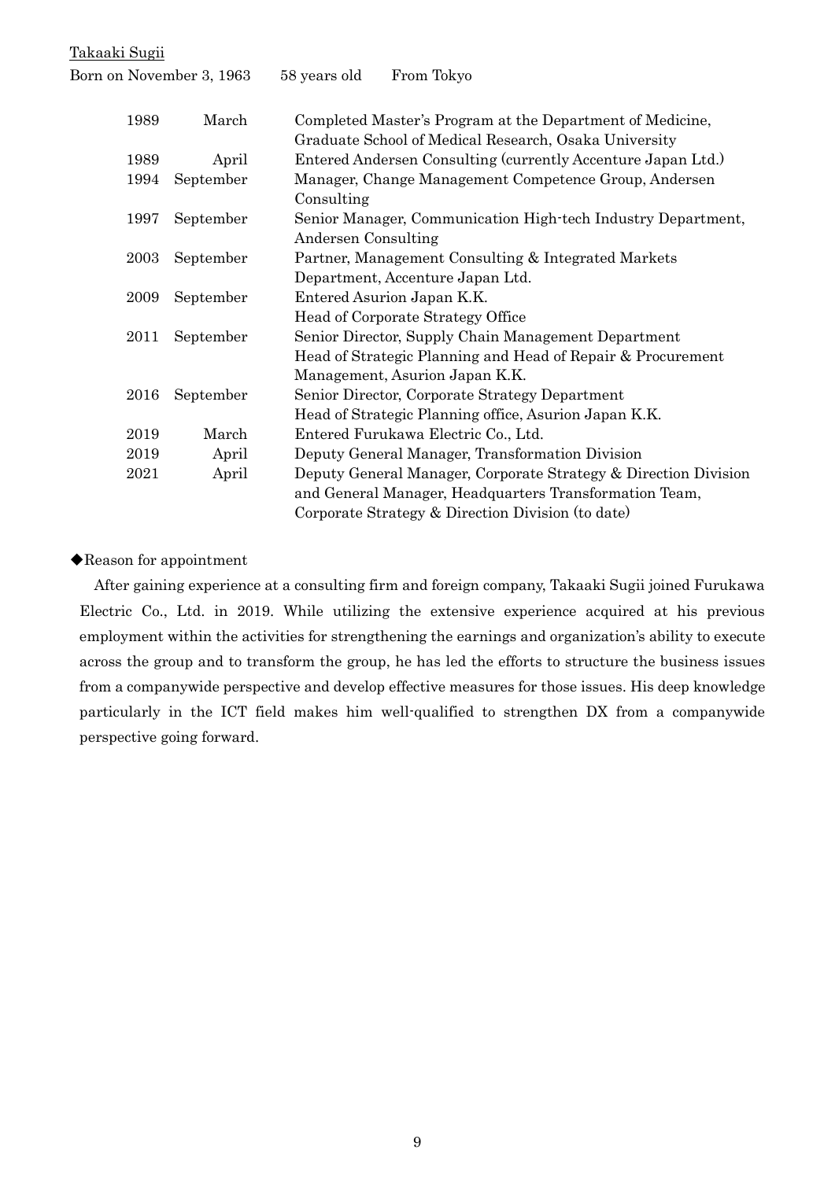<u>Takaaki Sugii</u>

Born on November 3, 1963 58 years old From Tokyo

| | | |
|---|---|---|
| 1989 | March | Completed Master's Program at the Department of Medicine, Graduate School of Medical Research, Osaka University |
| 1989 | April | Entered Andersen Consulting (currently Accenture Japan Ltd.) |
| 1994 | September | Manager, Change Management Competence Group, Andersen Consulting |
| 1997 | September | Senior Manager, Communication High-tech Industry Department, Andersen Consulting |
| 2003 | September | Partner, Management Consulting & Integrated Markets Department, Accenture Japan Ltd. |
| 2009 | September | Entered Asurion Japan K.K. Head of Corporate Strategy Office |
| 2011 | September | Senior Director, Supply Chain Management Department Head of Strategic Planning and Head of Repair & Procurement Management, Asurion Japan K.K. |
| 2016 | September | Senior Director, Corporate Strategy Department Head of Strategic Planning office, Asurion Japan K.K. |
| 2019 | March | Entered Furukawa Electric Co., Ltd. |
| 2019 | April | Deputy General Manager, Transformation Division |
| 2021 | April | Deputy General Manager, Corporate Strategy & Direction Division and General Manager, Headquarters Transformation Team, Corporate Strategy & Direction Division (to date) |

◆Reason for appointment

After gaining experience at a consulting firm and foreign company, Takaaki Sugii joined Furukawa Electric Co., Ltd. in 2019. While utilizing the extensive experience acquired at his previous employment within the activities for strengthening the earnings and organization's ability to execute across the group and to transform the group, he has led the efforts to structure the business issues from a companywide perspective and develop effective measures for those issues. His deep knowledge particularly in the ICT field makes him well-qualified to strengthen DX from a companywide perspective going forward.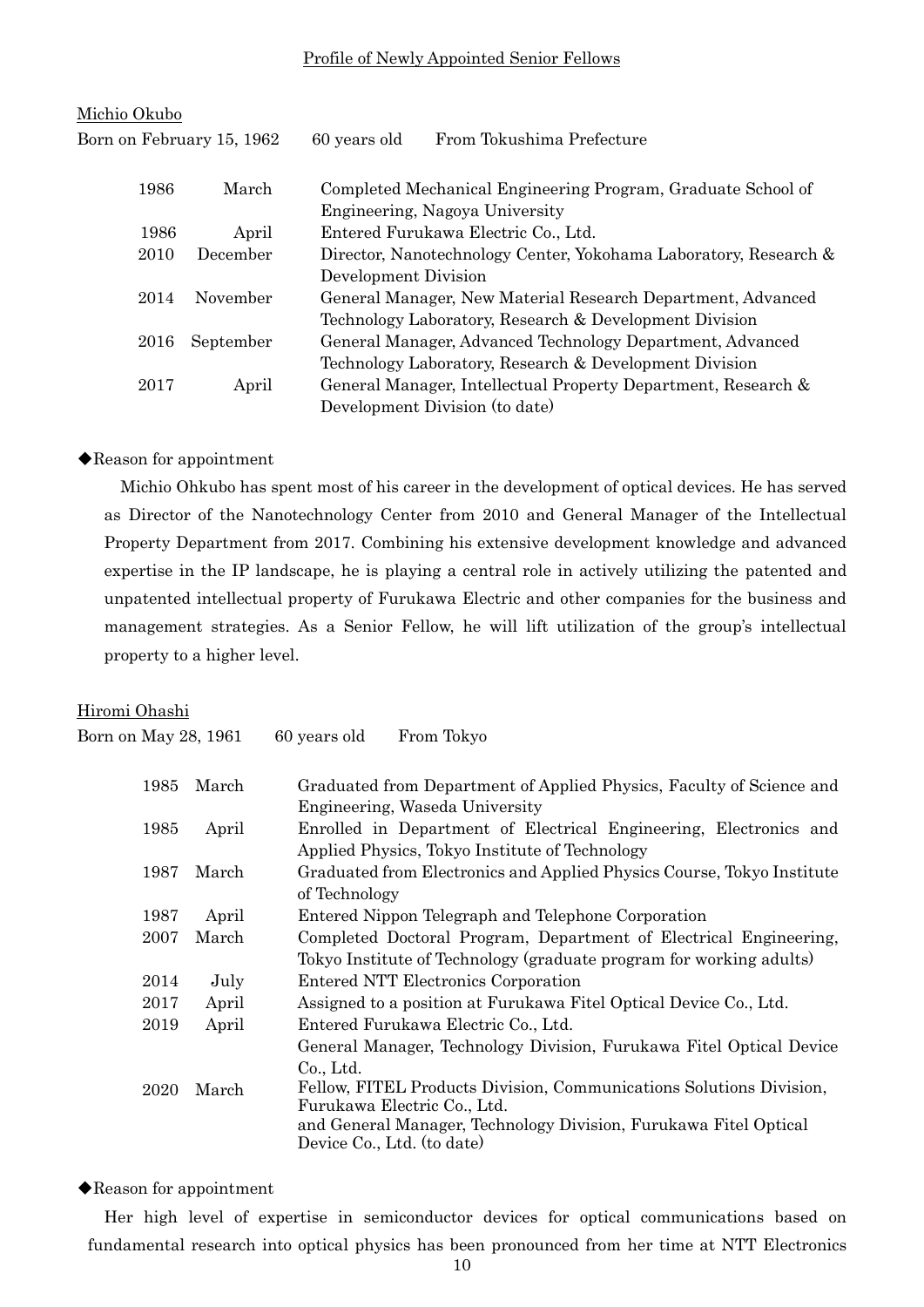Profile of Newly Appointed Senior Fellows

Michio Okubo

Born on February 15, 1962    60 years old    From Tokushima Prefecture

| | | |
|---|---|---|
| 1986 | March | Completed Mechanical Engineering Program, Graduate School of Engineering, Nagoya University |
| 1986 | April | Entered Furukawa Electric Co., Ltd. |
| 2010 | December | Director, Nanotechnology Center, Yokohama Laboratory, Research & Development Division |
| 2014 | November | General Manager, New Material Research Department, Advanced Technology Laboratory, Research & Development Division |
| 2016 | September | General Manager, Advanced Technology Department, Advanced Technology Laboratory, Research & Development Division |
| 2017 | April | General Manager, Intellectual Property Department, Research & Development Division (to date) |

◆Reason for appointment

Michio Ohkubo has spent most of his career in the development of optical devices. He has served as Director of the Nanotechnology Center from 2010 and General Manager of the Intellectual Property Department from 2017. Combining his extensive development knowledge and advanced expertise in the IP landscape, he is playing a central role in actively utilizing the patented and unpatented intellectual property of Furukawa Electric and other companies for the business and management strategies. As a Senior Fellow, he will lift utilization of the group's intellectual property to a higher level.

Hiromi Ohashi

Born on May 28, 1961    60 years old    From Tokyo

| | | |
|---|---|---|
| 1985 | March | Graduated from Department of Applied Physics, Faculty of Science and Engineering, Waseda University |
| 1985 | April | Enrolled in Department of Electrical Engineering, Electronics and Applied Physics, Tokyo Institute of Technology |
| 1987 | March | Graduated from Electronics and Applied Physics Course, Tokyo Institute of Technology |
| 1987 | April | Entered Nippon Telegraph and Telephone Corporation |
| 2007 | March | Completed Doctoral Program, Department of Electrical Engineering, Tokyo Institute of Technology (graduate program for working adults) |
| 2014 | July | Entered NTT Electronics Corporation |
| 2017 | April | Assigned to a position at Furukawa Fitel Optical Device Co., Ltd. |
| 2019 | April | Entered Furukawa Electric Co., Ltd.<br>General Manager, Technology Division, Furukawa Fitel Optical Device Co., Ltd. |
| 2020 | March | Fellow, FITEL Products Division, Communications Solutions Division, Furukawa Electric Co., Ltd.<br>and General Manager, Technology Division, Furukawa Fitel Optical Device Co., Ltd. (to date) |

◆Reason for appointment

Her high level of expertise in semiconductor devices for optical communications based on fundamental research into optical physics has been pronounced from her time at NTT Electronics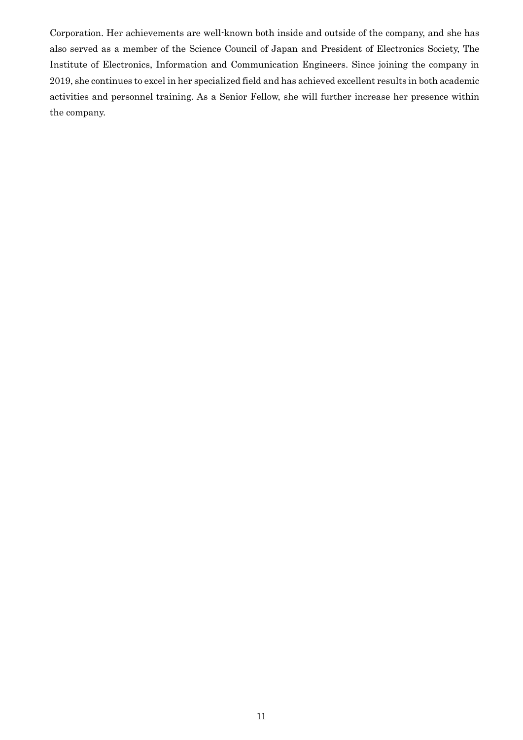Corporation. Her achievements are well-known both inside and outside of the company, and she has also served as a member of the Science Council of Japan and President of Electronics Society, The Institute of Electronics, Information and Communication Engineers. Since joining the company in 2019, she continues to excel in her specialized field and has achieved excellent results in both academic activities and personnel training. As a Senior Fellow, she will further increase her presence within the company.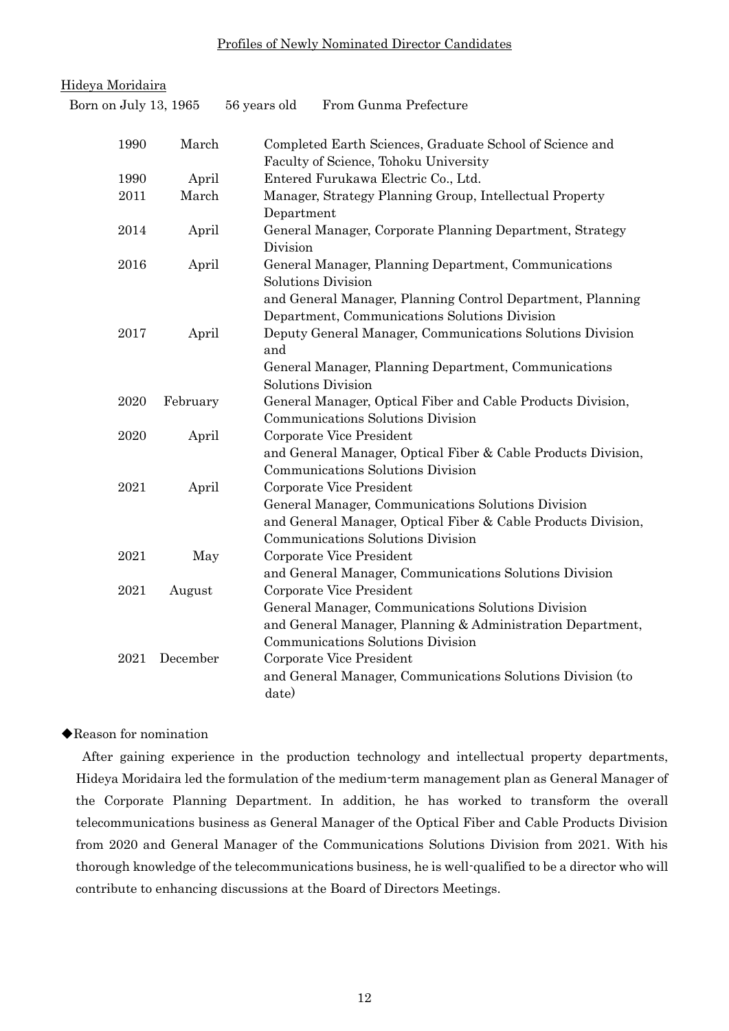## Profiles of Newly Nominated Director Candidates

**Hideya Moridaira**

Born on July 13, 1965　　56 years old　　From Gunma Prefecture

| Year | Month | Career |
|---|---|---|
| 1990 | March | Completed Earth Sciences, Graduate School of Science and Faculty of Science, Tohoku University |
| 1990 | April | Entered Furukawa Electric Co., Ltd. |
| 2011 | March | Manager, Strategy Planning Group, Intellectual Property Department |
| 2014 | April | General Manager, Corporate Planning Department, Strategy Division |
| 2016 | April | General Manager, Planning Department, Communications Solutions Division<br>and General Manager, Planning Control Department, Planning Department, Communications Solutions Division |
| 2017 | April | Deputy General Manager, Communications Solutions Division and<br>General Manager, Planning Department, Communications Solutions Division |
| 2020 | February | General Manager, Optical Fiber and Cable Products Division, Communications Solutions Division |
| 2020 | April | Corporate Vice President<br>and General Manager, Optical Fiber & Cable Products Division, Communications Solutions Division |
| 2021 | April | Corporate Vice President<br>General Manager, Communications Solutions Division<br>and General Manager, Optical Fiber & Cable Products Division, Communications Solutions Division |
| 2021 | May | Corporate Vice President<br>and General Manager, Communications Solutions Division |
| 2021 | August | Corporate Vice President<br>General Manager, Communications Solutions Division<br>and General Manager, Planning & Administration Department, Communications Solutions Division |
| 2021 | December | Corporate Vice President<br>and General Manager, Communications Solutions Division (to date) |

◆Reason for nomination

After gaining experience in the production technology and intellectual property departments, Hideya Moridaira led the formulation of the medium-term management plan as General Manager of the Corporate Planning Department. In addition, he has worked to transform the overall telecommunications business as General Manager of the Optical Fiber and Cable Products Division from 2020 and General Manager of the Communications Solutions Division from 2021. With his thorough knowledge of the telecommunications business, he is well-qualified to be a director who will contribute to enhancing discussions at the Board of Directors Meetings.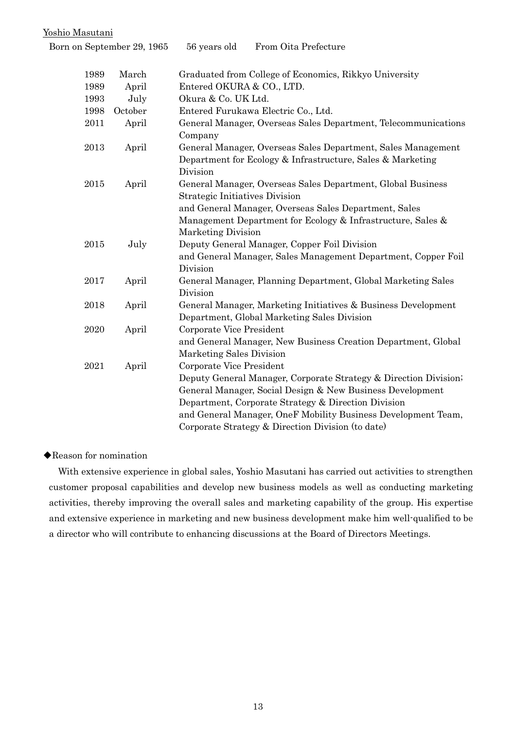Yoshio Masutani

Born on September 29, 1965 56 years old From Oita Prefecture

| Year | Month | Career |
|---|---|---|
| 1989 | March | Graduated from College of Economics, Rikkyo University |
| 1989 | April | Entered OKURA & CO., LTD. |
| 1993 | July | Okura & Co. UK Ltd. |
| 1998 | October | Entered Furukawa Electric Co., Ltd. |
| 2011 | April | General Manager, Overseas Sales Department, Telecommunications Company |
| 2013 | April | General Manager, Overseas Sales Department, Sales Management Department for Ecology & Infrastructure, Sales & Marketing Division |
| 2015 | April | General Manager, Overseas Sales Department, Global Business Strategic Initiatives Division and General Manager, Overseas Sales Department, Sales Management Department for Ecology & Infrastructure, Sales & Marketing Division |
| 2015 | July | Deputy General Manager, Copper Foil Division and General Manager, Sales Management Department, Copper Foil Division |
| 2017 | April | General Manager, Planning Department, Global Marketing Sales Division |
| 2018 | April | General Manager, Marketing Initiatives & Business Development Department, Global Marketing Sales Division |
| 2020 | April | Corporate Vice President and General Manager, New Business Creation Department, Global Marketing Sales Division |
| 2021 | April | Corporate Vice President Deputy General Manager, Corporate Strategy & Direction Division; General Manager, Social Design & New Business Development Department, Corporate Strategy & Direction Division and General Manager, OneF Mobility Business Development Team, Corporate Strategy & Direction Division (to date) |

◆Reason for nomination

With extensive experience in global sales, Yoshio Masutani has carried out activities to strengthen customer proposal capabilities and develop new business models as well as conducting marketing activities, thereby improving the overall sales and marketing capability of the group. His expertise and extensive experience in marketing and new business development make him well-qualified to be a director who will contribute to enhancing discussions at the Board of Directors Meetings.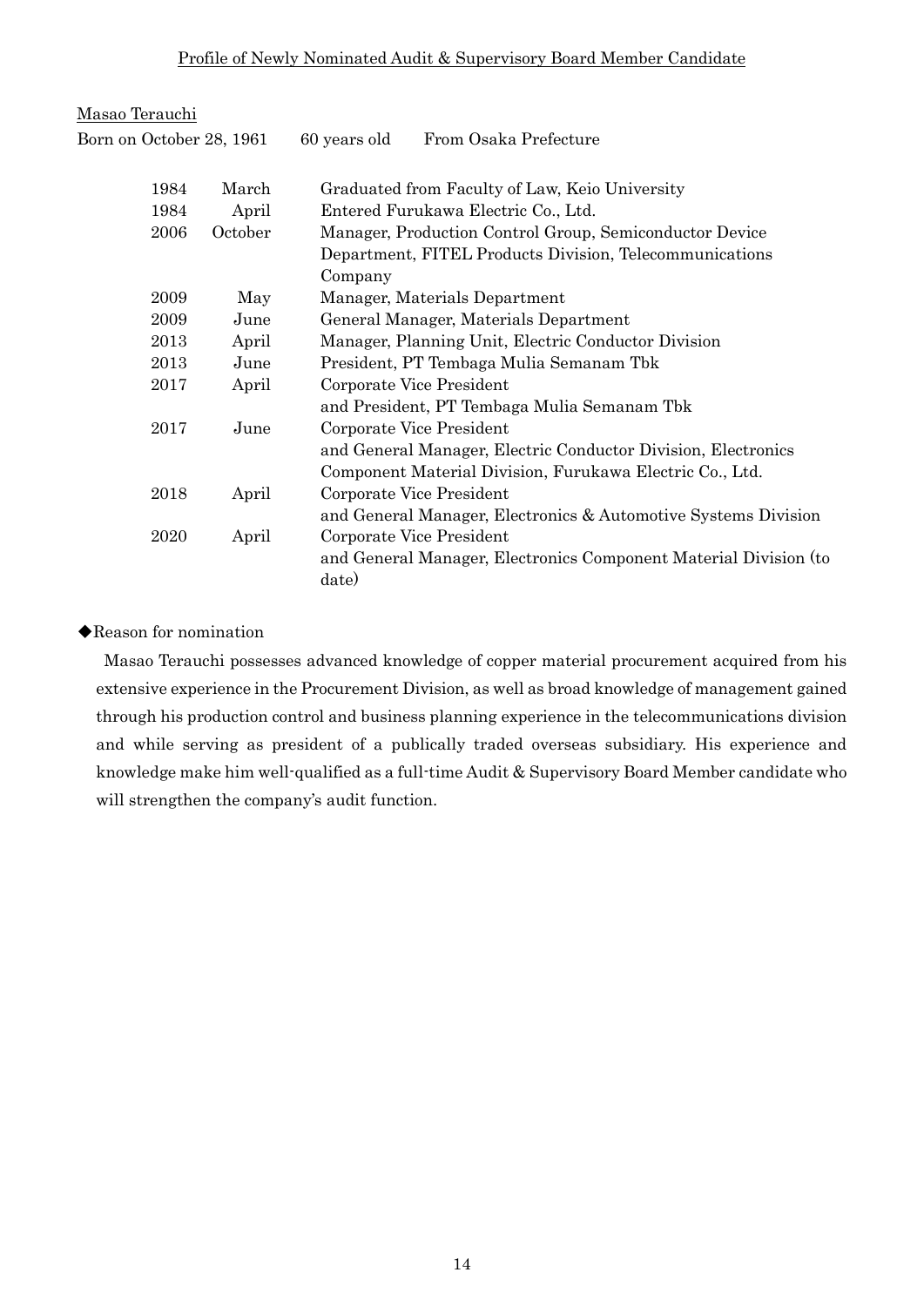## Profile of Newly Nominated Audit & Supervisory Board Member Candidate

Masao Terauchi

Born on October 28, 1961 60 years old From Osaka Prefecture

| | | |
|---|---|---|
| 1984 | March | Graduated from Faculty of Law, Keio University |
| 1984 | April | Entered Furukawa Electric Co., Ltd. |
| 2006 | October | Manager, Production Control Group, Semiconductor Device Department, FITEL Products Division, Telecommunications Company |
| 2009 | May | Manager, Materials Department |
| 2009 | June | General Manager, Materials Department |
| 2013 | April | Manager, Planning Unit, Electric Conductor Division |
| 2013 | June | President, PT Tembaga Mulia Semanam Tbk |
| 2017 | April | Corporate Vice President and President, PT Tembaga Mulia Semanam Tbk |
| 2017 | June | Corporate Vice President and General Manager, Electric Conductor Division, Electronics Component Material Division, Furukawa Electric Co., Ltd. |
| 2018 | April | Corporate Vice President and General Manager, Electronics & Automotive Systems Division |
| 2020 | April | Corporate Vice President and General Manager, Electronics Component Material Division (to date) |

◆Reason for nomination

Masao Terauchi possesses advanced knowledge of copper material procurement acquired from his extensive experience in the Procurement Division, as well as broad knowledge of management gained through his production control and business planning experience in the telecommunications division and while serving as president of a publically traded overseas subsidiary. His experience and knowledge make him well-qualified as a full-time Audit & Supervisory Board Member candidate who will strengthen the company's audit function.